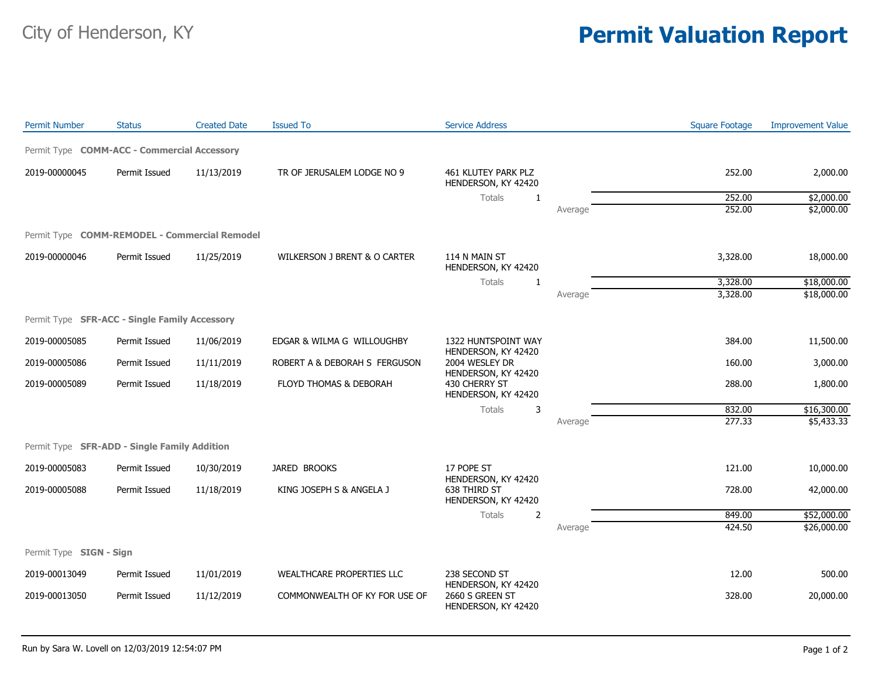# City of Henderson, KY

# Permit Valuation Report

| Permit Number | Status | Created Date | Issued To | Service Address | | Square Footage | Improvement Value |
|---|---|---|---|---|---|---|---|
| **Permit Type COMM-ACC - Commercial Accessory** | | | | | | | |
| 2019-00000045 | Permit Issued | 11/13/2019 | TR OF JERUSALEM LODGE NO 9 | 461 KLUTEY PARK PLZ HENDERSON, KY 42420 | | 252.00 | 2,000.00 |
| | | | | Totals 1 | | 252.00 | $2,000.00 |
| | | | | | Average | 252.00 | $2,000.00 |
| **Permit Type COMM-REMODEL - Commercial Remodel** | | | | | | | |
| 2019-00000046 | Permit Issued | 11/25/2019 | WILKERSON J BRENT & O CARTER | 114 N MAIN ST HENDERSON, KY 42420 | | 3,328.00 | 18,000.00 |
| | | | | Totals 1 | | 3,328.00 | $18,000.00 |
| | | | | | Average | 3,328.00 | $18,000.00 |
| **Permit Type SFR-ACC - Single Family Accessory** | | | | | | | |
| 2019-00005085 | Permit Issued | 11/06/2019 | EDGAR & WILMA G WILLOUGHBY | 1322 HUNTSPOINT WAY HENDERSON, KY 42420 | | 384.00 | 11,500.00 |
| 2019-00005086 | Permit Issued | 11/11/2019 | ROBERT A & DEBORAH S FERGUSON | 2004 WESLEY DR HENDERSON, KY 42420 | | 160.00 | 3,000.00 |
| 2019-00005089 | Permit Issued | 11/18/2019 | FLOYD THOMAS & DEBORAH | 430 CHERRY ST HENDERSON, KY 42420 | | 288.00 | 1,800.00 |
| | | | | Totals 3 | | 832.00 | $16,300.00 |
| | | | | | Average | 277.33 | $5,433.33 |
| **Permit Type SFR-ADD - Single Family Addition** | | | | | | | |
| 2019-00005083 | Permit Issued | 10/30/2019 | JARED BROOKS | 17 POPE ST HENDERSON, KY 42420 | | 121.00 | 10,000.00 |
| 2019-00005088 | Permit Issued | 11/18/2019 | KING JOSEPH S & ANGELA J | 638 THIRD ST HENDERSON, KY 42420 | | 728.00 | 42,000.00 |
| | | | | Totals 2 | | 849.00 | $52,000.00 |
| | | | | | Average | 424.50 | $26,000.00 |
| **Permit Type SIGN - Sign** | | | | | | | |
| 2019-00013049 | Permit Issued | 11/01/2019 | WEALTHCARE PROPERTIES LLC | 238 SECOND ST HENDERSON, KY 42420 | | 12.00 | 500.00 |
| 2019-00013050 | Permit Issued | 11/12/2019 | COMMONWEALTH OF KY FOR USE OF | 2660 S GREEN ST HENDERSON, KY 42420 | | 328.00 | 20,000.00 |

Run by Sara W. Lovell on 12/03/2019 12:54:07 PM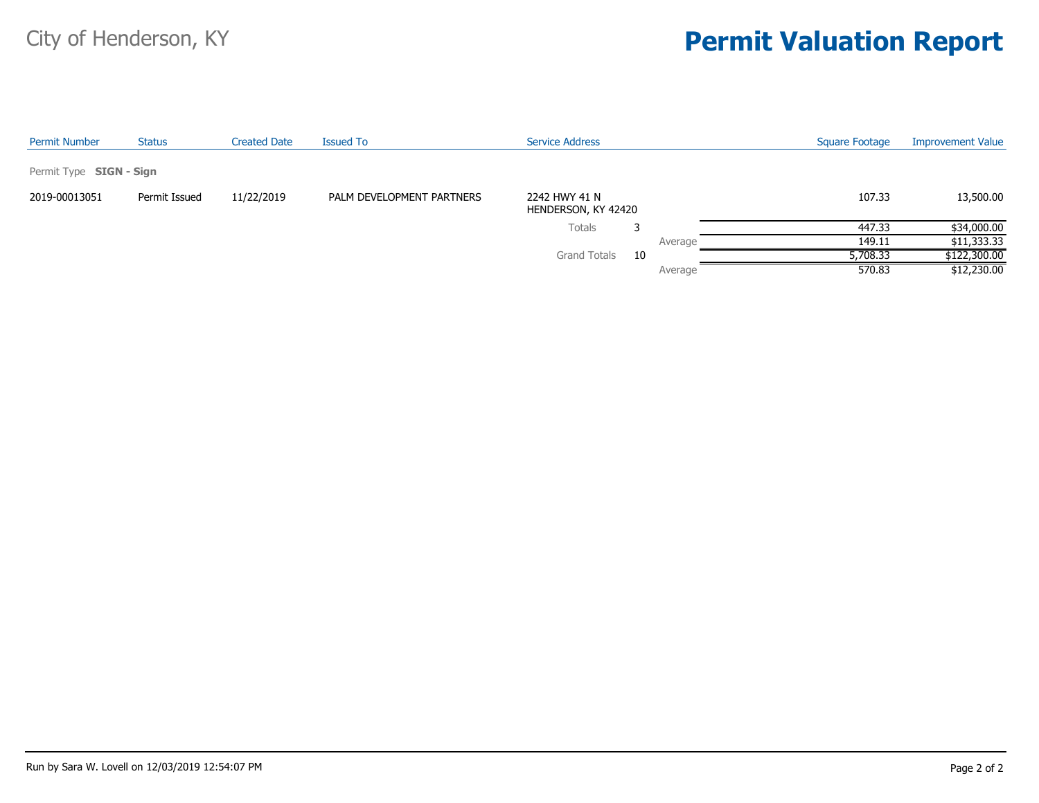City of Henderson, KY

# Permit Valuation Report

| Permit Number | Status | Created Date | Issued To | Service Address | | Square Footage | Improvement Value |
|---|---|---|---|---|---|---|---|
| Permit Type **SIGN - Sign** | | | | | | | |
| 2019-00013051 | Permit Issued | 11/22/2019 | PALM DEVELOPMENT PARTNERS | 2242 HWY 41 N HENDERSON, KY 42420 | | 107.33 | 13,500.00 |
| | | | | Totals 3 | | 447.33 | $34,000.00 |
| | | | | | Average | 149.11 | $11,333.33 |
| | | | | Grand Totals 10 | | 5,708.33 | $122,300.00 |
| | | | | | Average | 570.83 | $12,230.00 |

Run by Sara W. Lovell on 12/03/2019 12:54:07 PM